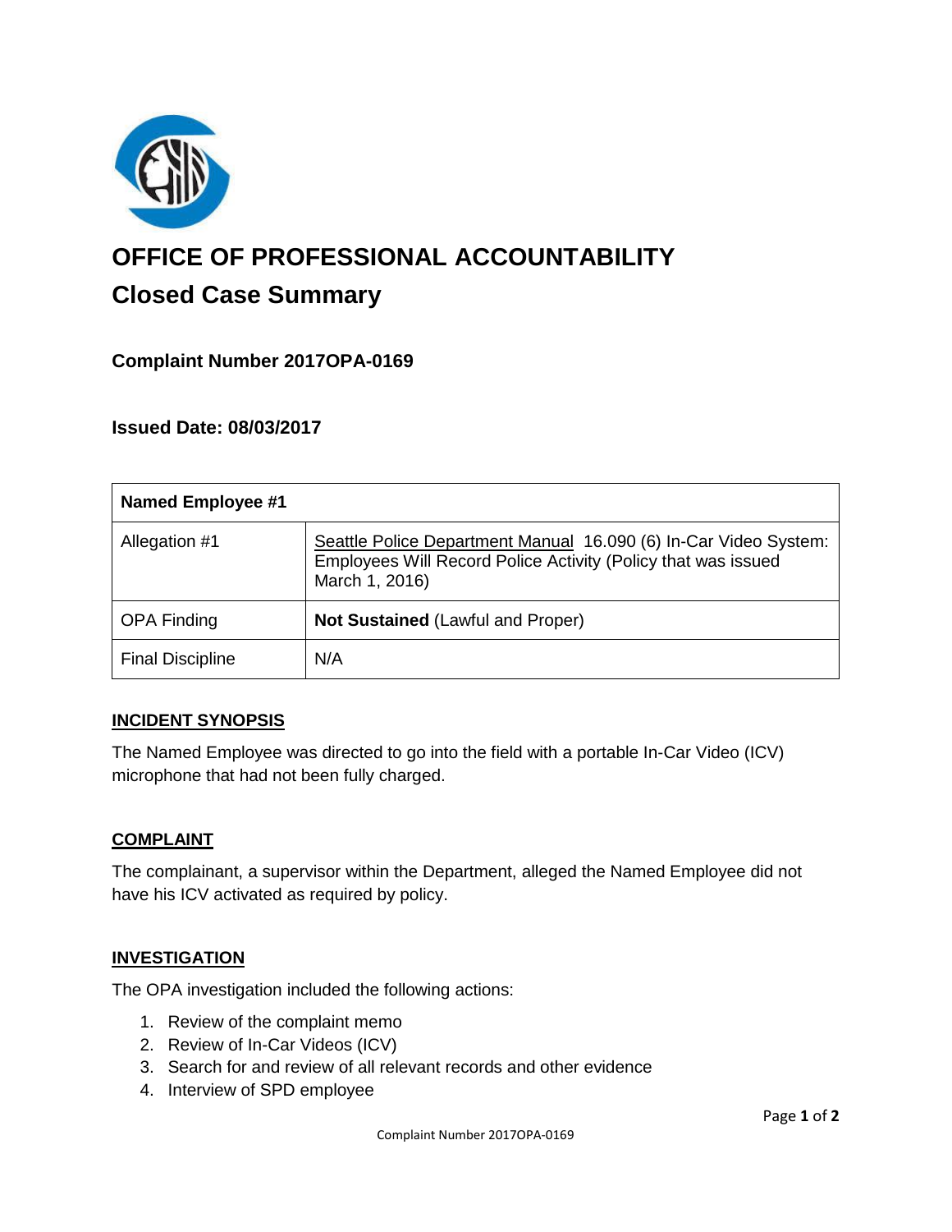# OFFICE OF PROFESSIONAL ACCOUNTABILITY

## Closed Case Summary

### Complaint Number 2017OPA-0169

### Issued Date: 08/03/2017

| Named Employee #1 | |
|---|---|
| Allegation #1 | Seattle Police Department Manual 16.090 (6) In-Car Video System: Employees Will Record Police Activity (Policy that was issued March 1, 2016) |
| OPA Finding | **Not Sustained** (Lawful and Proper) |
| Final Discipline | N/A |

**INCIDENT SYNOPSIS**

The Named Employee was directed to go into the field with a portable In-Car Video (ICV) microphone that had not been fully charged.

**COMPLAINT**

The complainant, a supervisor within the Department, alleged the Named Employee did not have his ICV activated as required by policy.

**INVESTIGATION**

The OPA investigation included the following actions:

1. Review of the complaint memo
2. Review of In-Car Videos (ICV)
3. Search for and review of all relevant records and other evidence
4. Interview of SPD employee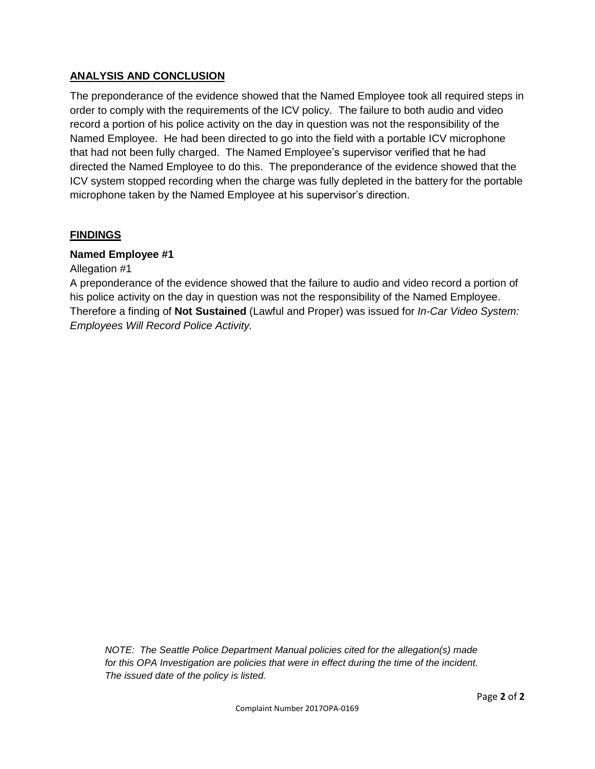## ANALYSIS AND CONCLUSION

The preponderance of the evidence showed that the Named Employee took all required steps in order to comply with the requirements of the ICV policy. The failure to both audio and video record a portion of his police activity on the day in question was not the responsibility of the Named Employee. He had been directed to go into the field with a portable ICV microphone that had not been fully charged. The Named Employee's supervisor verified that he had directed the Named Employee to do this. The preponderance of the evidence showed that the ICV system stopped recording when the charge was fully depleted in the battery for the portable microphone taken by the Named Employee at his supervisor's direction.

## FINDINGS

**Named Employee #1**

Allegation #1

A preponderance of the evidence showed that the failure to audio and video record a portion of his police activity on the day in question was not the responsibility of the Named Employee. Therefore a finding of **Not Sustained** (Lawful and Proper) was issued for *In-Car Video System: Employees Will Record Police Activity.*

*NOTE: The Seattle Police Department Manual policies cited for the allegation(s) made for this OPA Investigation are policies that were in effect during the time of the incident. The issued date of the policy is listed.*

Complaint Number 2017OPA-0169